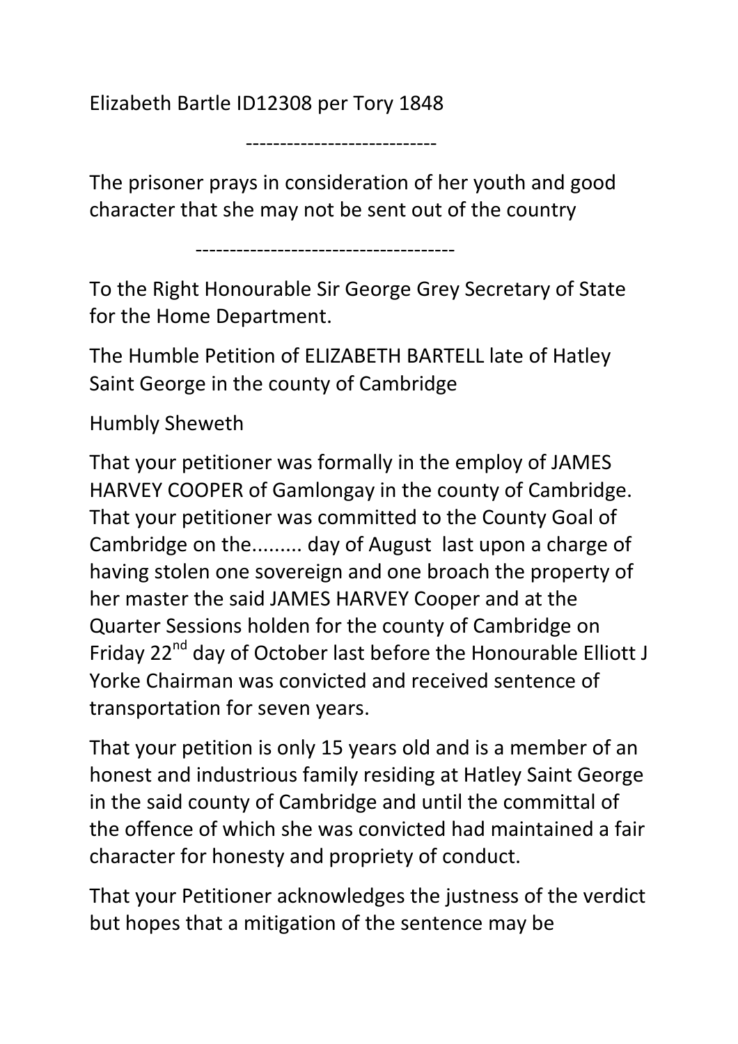Elizabeth Bartle ID12308 per Tory 1848

----------------------------

The prisoner prays in consideration of her youth and good character that she may not be sent out of the country

--------------------------------------

To the Right Honourable Sir George Grey Secretary of State for the Home Department.

The Humble Petition of ELIZABETH BARTELL late of Hatley Saint George in the county of Cambridge

Humbly Sheweth

That your petitioner was formally in the employ of JAMES HARVEY COOPER of Gamlongay in the county of Cambridge. That your petitioner was committed to the County Goal of Cambridge on the......... day of August last upon a charge of having stolen one sovereign and one broach the property of her master the said JAMES HARVEY Cooper and at the Quarter Sessions holden for the county of Cambridge on Friday 22nd day of October last before the Honourable Elliott J Yorke Chairman was convicted and received sentence of transportation for seven years.

That your petition is only 15 years old and is a member of an honest and industrious family residing at Hatley Saint George in the said county of Cambridge and until the committal of the offence of which she was convicted had maintained a fair character for honesty and propriety of conduct.

That your Petitioner acknowledges the justness of the verdict but hopes that a mitigation of the sentence may be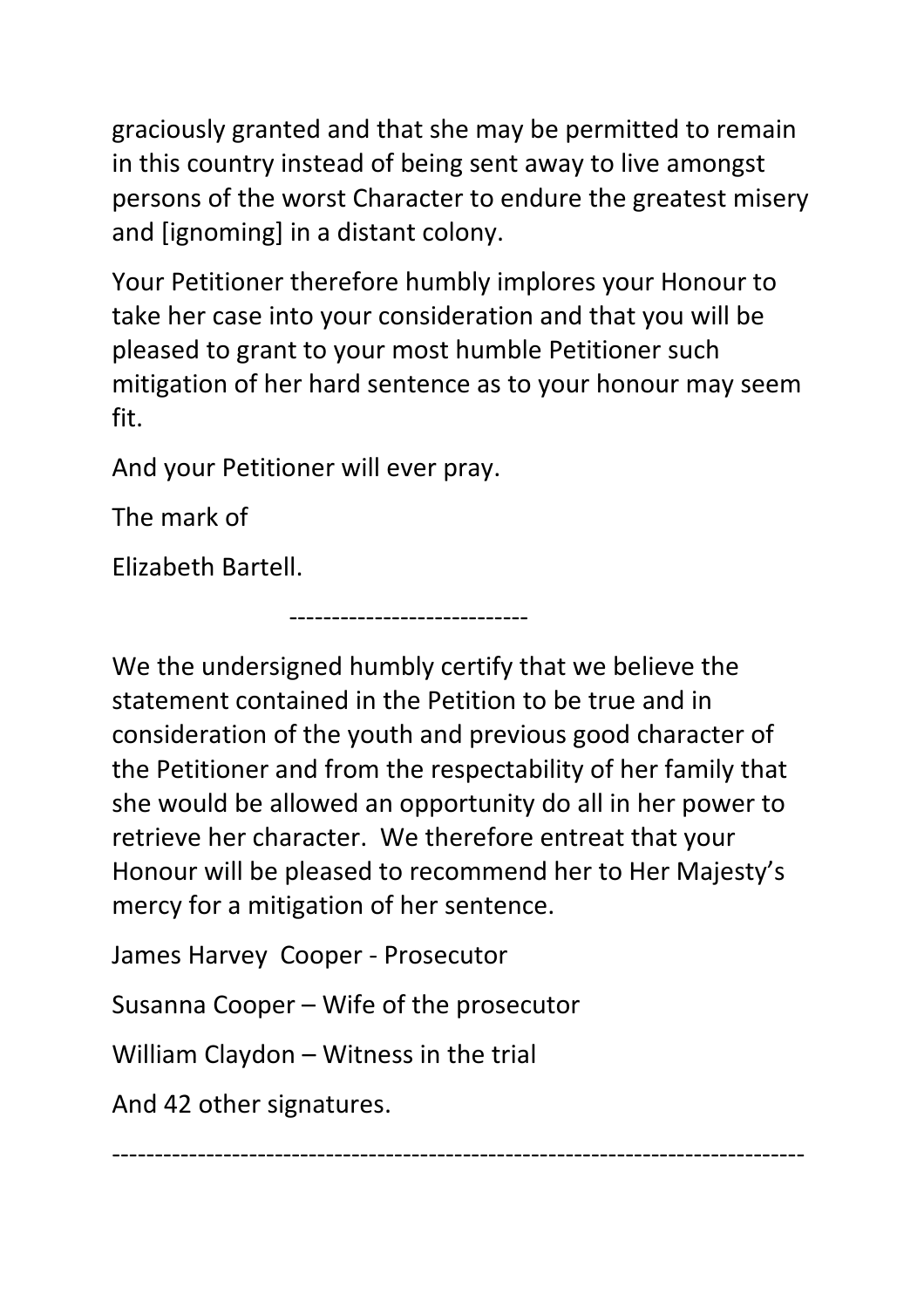graciously granted and that she may be permitted to remain in this country instead of being sent away to live amongst persons of the worst Character to endure the greatest misery and [ignoming] in a distant colony.

Your Petitioner therefore humbly implores your Honour to take her case into your consideration and that you will be pleased to grant to your most humble Petitioner such mitigation of her hard sentence as to your honour may seem fit.

And your Petitioner will ever pray.

The mark of

Elizabeth Bartell.

----------------------------

We the undersigned humbly certify that we believe the statement contained in the Petition to be true and in consideration of the youth and previous good character of the Petitioner and from the respectability of her family that she would be allowed an opportunity do all in her power to retrieve her character. We therefore entreat that your Honour will be pleased to recommend her to Her Majesty's mercy for a mitigation of her sentence.

James Harvey Cooper - Prosecutor

Susanna Cooper – Wife of the prosecutor

William Claydon – Witness in the trial

And 42 other signatures.

--------------------------------------------------------------------------------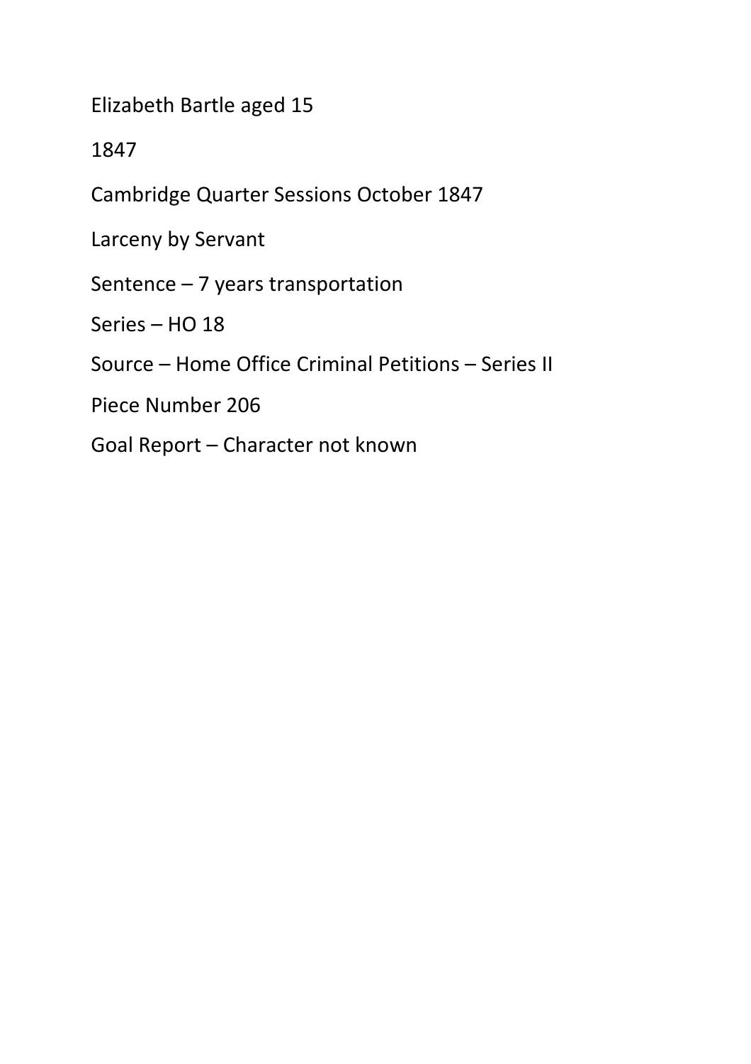Elizabeth Bartle aged 15

1847

Cambridge Quarter Sessions October 1847

Larceny by Servant

Sentence – 7 years transportation

Series – HO 18

Source – Home Office Criminal Petitions – Series II

Piece Number 206

Goal Report – Character not known